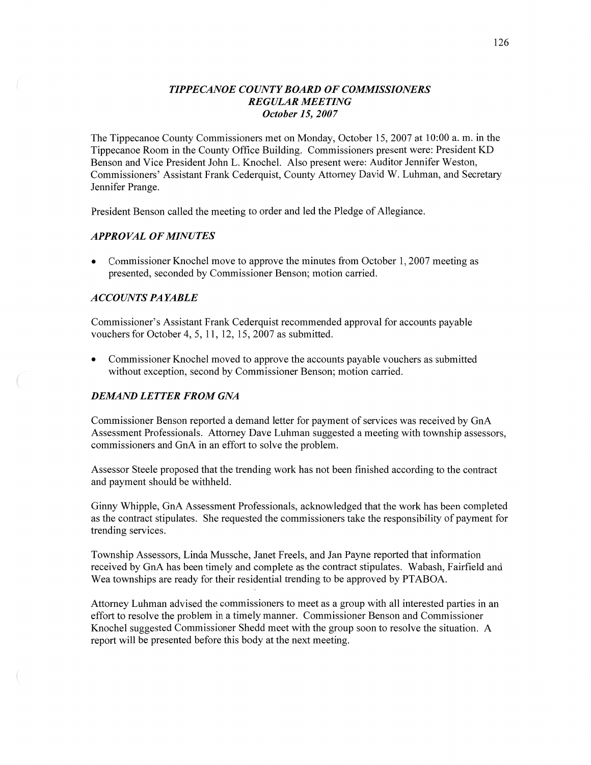# *TIPPECANOE COUNTY BOARD OF COMMISSIONERS*
## *REGULAR MEETING*
### *October 15, 2007*

The Tippecanoe County Commissioners met on Monday, October 15, 2007 at 10:00 a. m. in the Tippecanoe Room in the County Office Building. Commissioners present were: President KD Benson and Vice President John L. Knochel. Also present were: Auditor Jennifer Weston, Commissioners' Assistant Frank Cederquist, County Attorney David W. Luhman, and Secretary Jennifer Prange.

President Benson called the meeting to order and led the Pledge of Allegiance.

### *APPROVAL OF MINUTES*

- Commissioner Knochel move to approve the minutes from October 1, 2007 meeting as presented, seconded by Commissioner Benson; motion carried.

### *ACCOUNTS PAYABLE*

Commissioner's Assistant Frank Cederquist recommended approval for accounts payable vouchers for October 4, 5, 11, 12, 15, 2007 as submitted.

- Commissioner Knochel moved to approve the accounts payable vouchers as submitted without exception, second by Commissioner Benson; motion carried.

### *DEMAND LETTER FROM GNA*

Commissioner Benson reported a demand letter for payment of services was received by GnA Assessment Professionals. Attorney Dave Luhman suggested a meeting with township assessors, commissioners and GnA in an effort to solve the problem.

Assessor Steele proposed that the trending work has not been finished according to the contract and payment should be withheld.

Ginny Whipple, GnA Assessment Professionals, acknowledged that the work has been completed as the contract stipulates. She requested the commissioners take the responsibility of payment for trending services.

Township Assessors, Linda Mussche, Janet Freels, and Jan Payne reported that information received by GnA has been timely and complete as the contract stipulates. Wabash, Fairfield and Wea townships are ready for their residential trending to be approved by PTABOA.

Attorney Luhman advised the commissioners to meet as a group with all interested parties in an effort to resolve the problem in a timely manner. Commissioner Benson and Commissioner Knochel suggested Commissioner Shedd meet with the group soon to resolve the situation. A report will be presented before this body at the next meeting.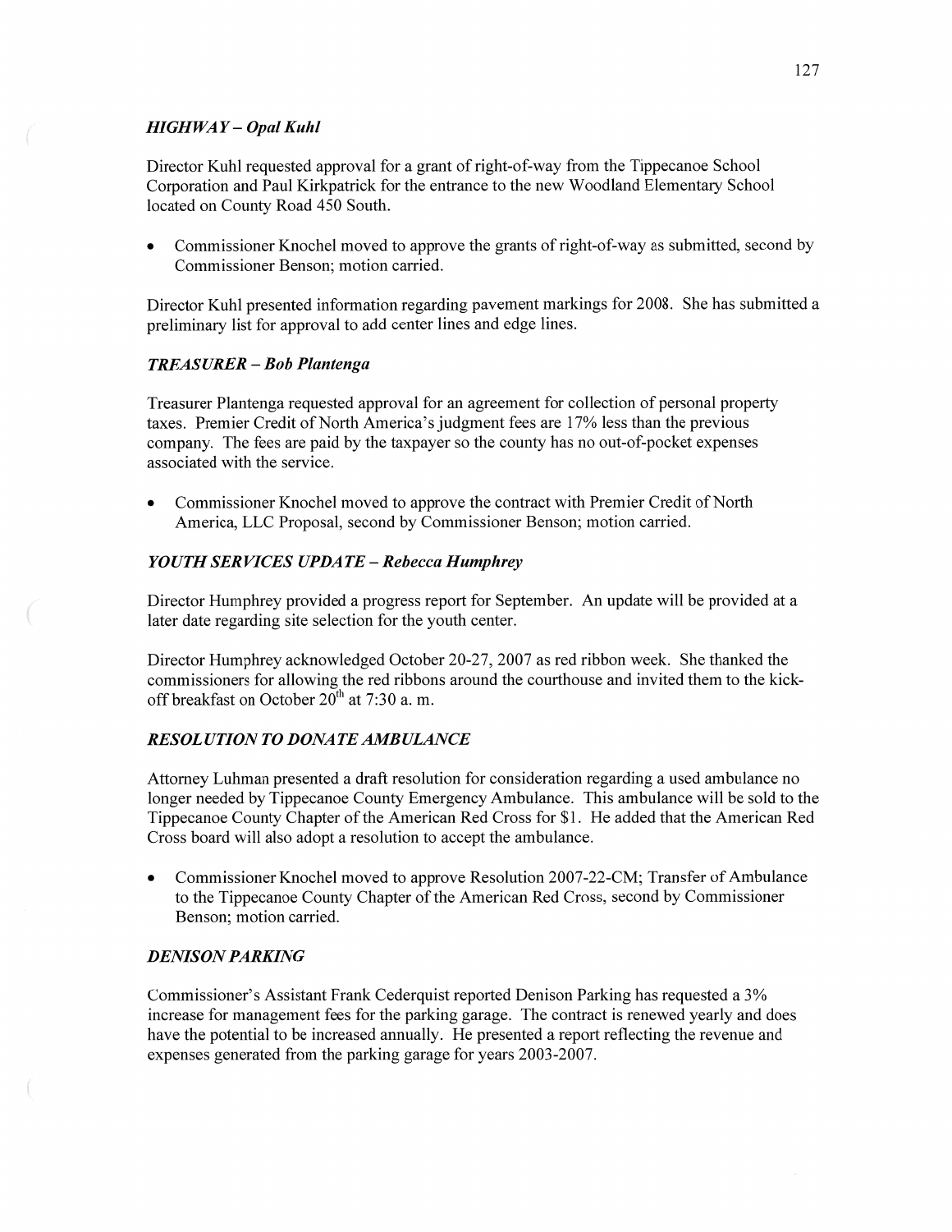### *HIGHWAY – Opal Kuhl*

Director Kuhl requested approval for a grant of right-of-way from the Tippecanoe School Corporation and Paul Kirkpatrick for the entrance to the new Woodland Elementary School located on County Road 450 South.

- Commissioner Knochel moved to approve the grants of right-of-way as submitted, second by Commissioner Benson; motion carried.

Director Kuhl presented information regarding pavement markings for 2008. She has submitted a preliminary list for approval to add center lines and edge lines.

### *TREASURER – Bob Plantenga*

Treasurer Plantenga requested approval for an agreement for collection of personal property taxes. Premier Credit of North America's judgment fees are 17% less than the previous company. The fees are paid by the taxpayer so the county has no out-of-pocket expenses associated with the service.

- Commissioner Knochel moved to approve the contract with Premier Credit of North America, LLC Proposal, second by Commissioner Benson; motion carried.

### *YOUTH SERVICES UPDATE – Rebecca Humphrey*

Director Humphrey provided a progress report for September. An update will be provided at a later date regarding site selection for the youth center.

Director Humphrey acknowledged October 20-27, 2007 as red ribbon week. She thanked the commissioners for allowing the red ribbons around the courthouse and invited them to the kick-off breakfast on October 20th at 7:30 a. m.

### *RESOLUTION TO DONATE AMBULANCE*

Attorney Luhman presented a draft resolution for consideration regarding a used ambulance no longer needed by Tippecanoe County Emergency Ambulance. This ambulance will be sold to the Tippecanoe County Chapter of the American Red Cross for $1. He added that the American Red Cross board will also adopt a resolution to accept the ambulance.

- Commissioner Knochel moved to approve Resolution 2007-22-CM; Transfer of Ambulance to the Tippecanoe County Chapter of the American Red Cross, second by Commissioner Benson; motion carried.

### *DENISON PARKING*

Commissioner's Assistant Frank Cederquist reported Denison Parking has requested a 3% increase for management fees for the parking garage. The contract is renewed yearly and does have the potential to be increased annually. He presented a report reflecting the revenue and expenses generated from the parking garage for years 2003-2007.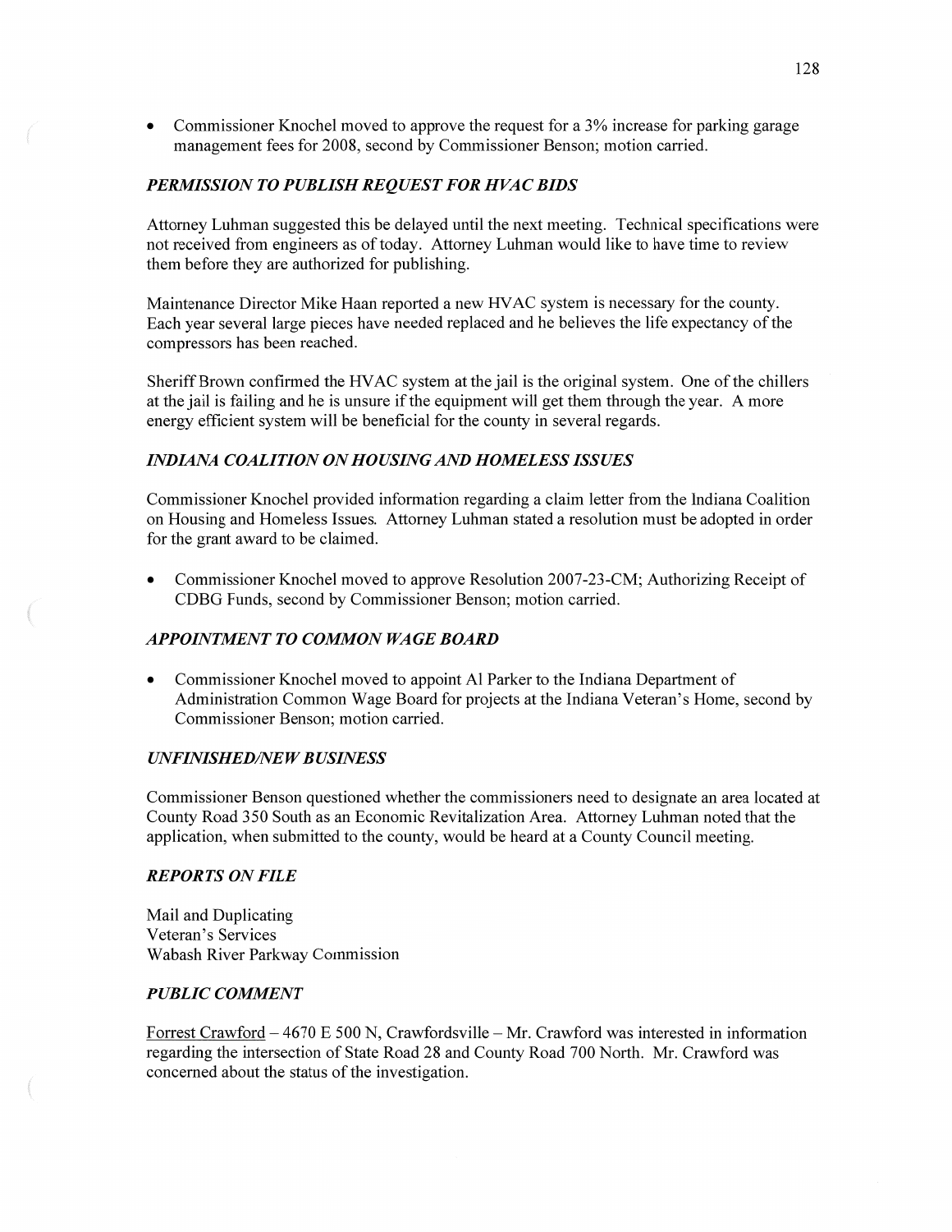- Commissioner Knochel moved to approve the request for a 3% increase for parking garage management fees for 2008, second by Commissioner Benson; motion carried.

### *PERMISSION TO PUBLISH REQUEST FOR HVAC BIDS*

Attorney Luhman suggested this be delayed until the next meeting. Technical specifications were not received from engineers as of today. Attorney Luhman would like to have time to review them before they are authorized for publishing.

Maintenance Director Mike Haan reported a new HVAC system is necessary for the county. Each year several large pieces have needed replaced and he believes the life expectancy of the compressors has been reached.

Sheriff Brown confirmed the HVAC system at the jail is the original system. One of the chillers at the jail is failing and he is unsure if the equipment will get them through the year. A more energy efficient system will be beneficial for the county in several regards.

### *INDIANA COALITION ON HOUSING AND HOMELESS ISSUES*

Commissioner Knochel provided information regarding a claim letter from the Indiana Coalition on Housing and Homeless Issues. Attorney Luhman stated a resolution must be adopted in order for the grant award to be claimed.

- Commissioner Knochel moved to approve Resolution 2007-23-CM; Authorizing Receipt of CDBG Funds, second by Commissioner Benson; motion carried.

### *APPOINTMENT TO COMMON WAGE BOARD*

- Commissioner Knochel moved to appoint Al Parker to the Indiana Department of Administration Common Wage Board for projects at the Indiana Veteran's Home, second by Commissioner Benson; motion carried.

### *UNFINISHED/NEW BUSINESS*

Commissioner Benson questioned whether the commissioners need to designate an area located at County Road 350 South as an Economic Revitalization Area. Attorney Luhman noted that the application, when submitted to the county, would be heard at a County Council meeting.

### *REPORTS ON FILE*

Mail and Duplicating
Veteran's Services
Wabash River Parkway Commission

### *PUBLIC COMMENT*

Forrest Crawford – 4670 E 500 N, Crawfordsville – Mr. Crawford was interested in information regarding the intersection of State Road 28 and County Road 700 North. Mr. Crawford was concerned about the status of the investigation.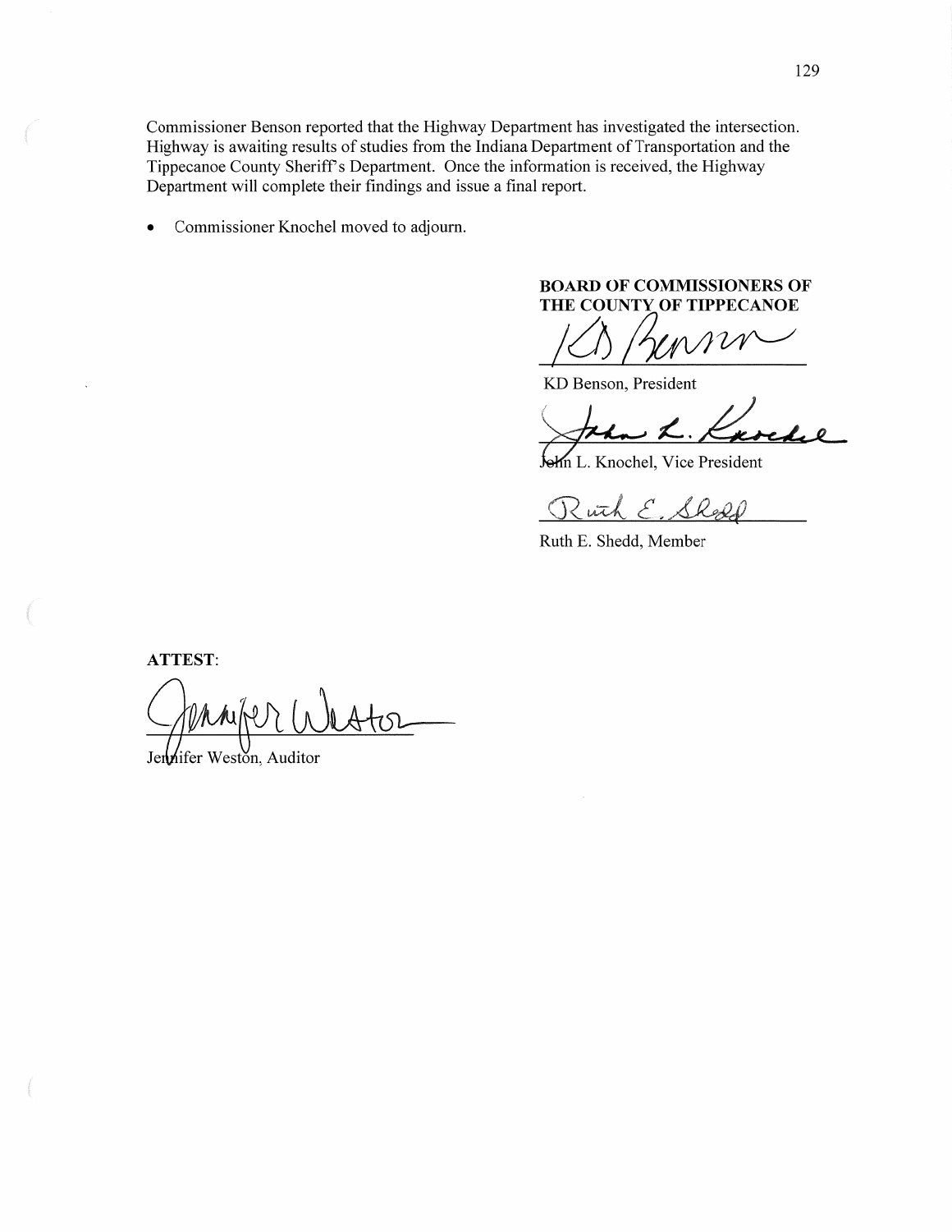Commissioner Benson reported that the Highway Department has investigated the intersection. Highway is awaiting results of studies from the Indiana Department of Transportation and the Tippecanoe County Sheriff's Department. Once the information is received, the Highway Department will complete their findings and issue a final report.

- Commissioner Knochel moved to adjourn.

**BOARD OF COMMISSIONERS OF THE COUNTY OF TIPPECANOE**

KD Benson, President

John L. Knochel, Vice President

Ruth E. Shedd, Member

**ATTEST**:

Jennifer Weston, Auditor